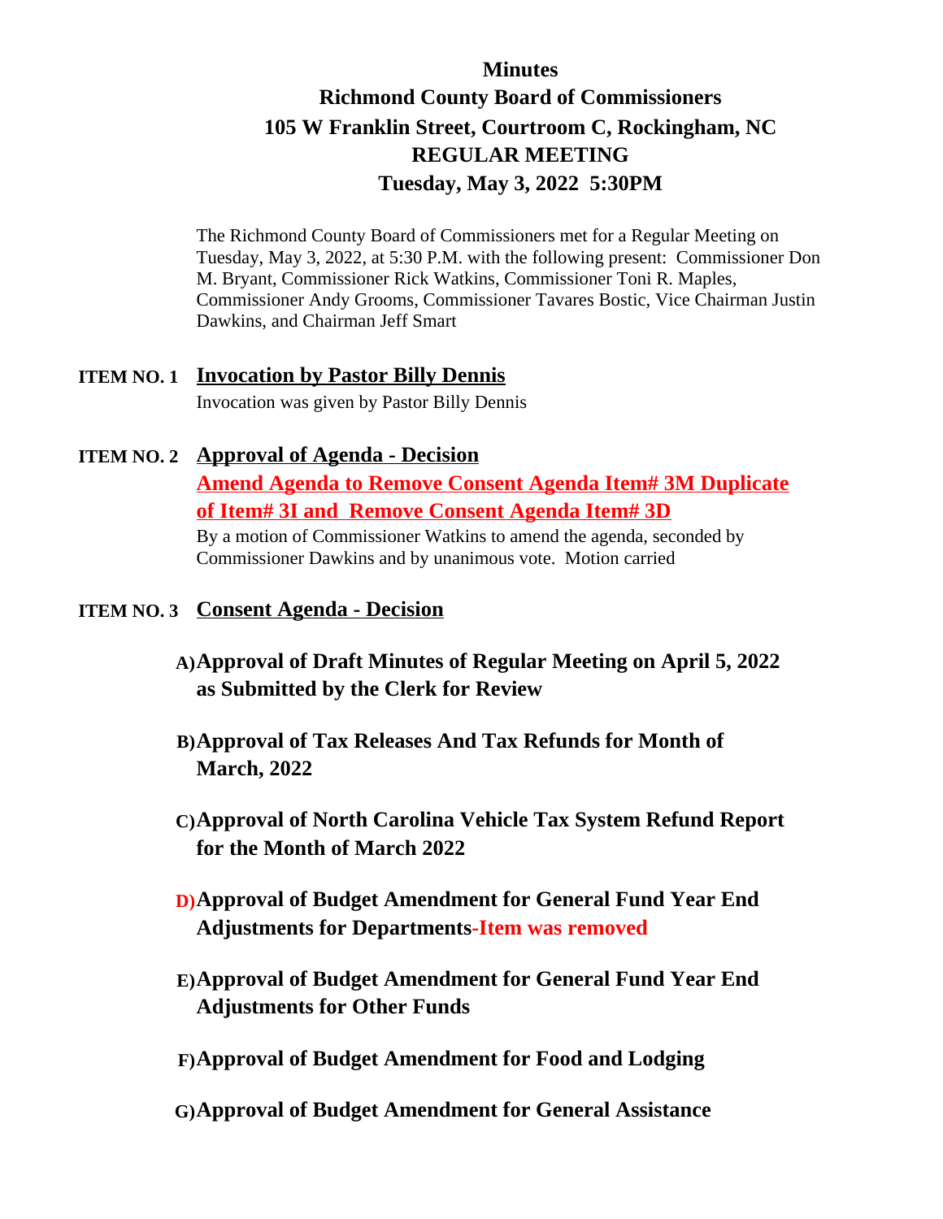# Minutes
## Richmond County Board of Commissioners
## 105 W Franklin Street, Courtroom C, Rockingham, NC
## REGULAR MEETING
## Tuesday, May 3, 2022 5:30PM

The Richmond County Board of Commissioners met for a Regular Meeting on Tuesday, May 3, 2022, at 5:30 P.M. with the following present: Commissioner Don M. Bryant, Commissioner Rick Watkins, Commissioner Toni R. Maples, Commissioner Andy Grooms, Commissioner Tavares Bostic, Vice Chairman Justin Dawkins, and Chairman Jeff Smart

**ITEM NO. 1** **Invocation by Pastor Billy Dennis**

Invocation was given by Pastor Billy Dennis

**ITEM NO. 2** **Approval of Agenda - Decision**

**Amend Agenda to Remove Consent Agenda Item# 3M Duplicate of Item# 3I and Remove Consent Agenda Item# 3D**

By a motion of Commissioner Watkins to amend the agenda, seconded by Commissioner Dawkins and by unanimous vote. Motion carried

**ITEM NO. 3** **Consent Agenda - Decision**

**A) Approval of Draft Minutes of Regular Meeting on April 5, 2022 as Submitted by the Clerk for Review**

**B) Approval of Tax Releases And Tax Refunds for Month of March, 2022**

**C) Approval of North Carolina Vehicle Tax System Refund Report for the Month of March 2022**

**D) Approval of Budget Amendment for General Fund Year End Adjustments for Departments-Item was removed**

**E) Approval of Budget Amendment for General Fund Year End Adjustments for Other Funds**

**F) Approval of Budget Amendment for Food and Lodging**

**G) Approval of Budget Amendment for General Assistance**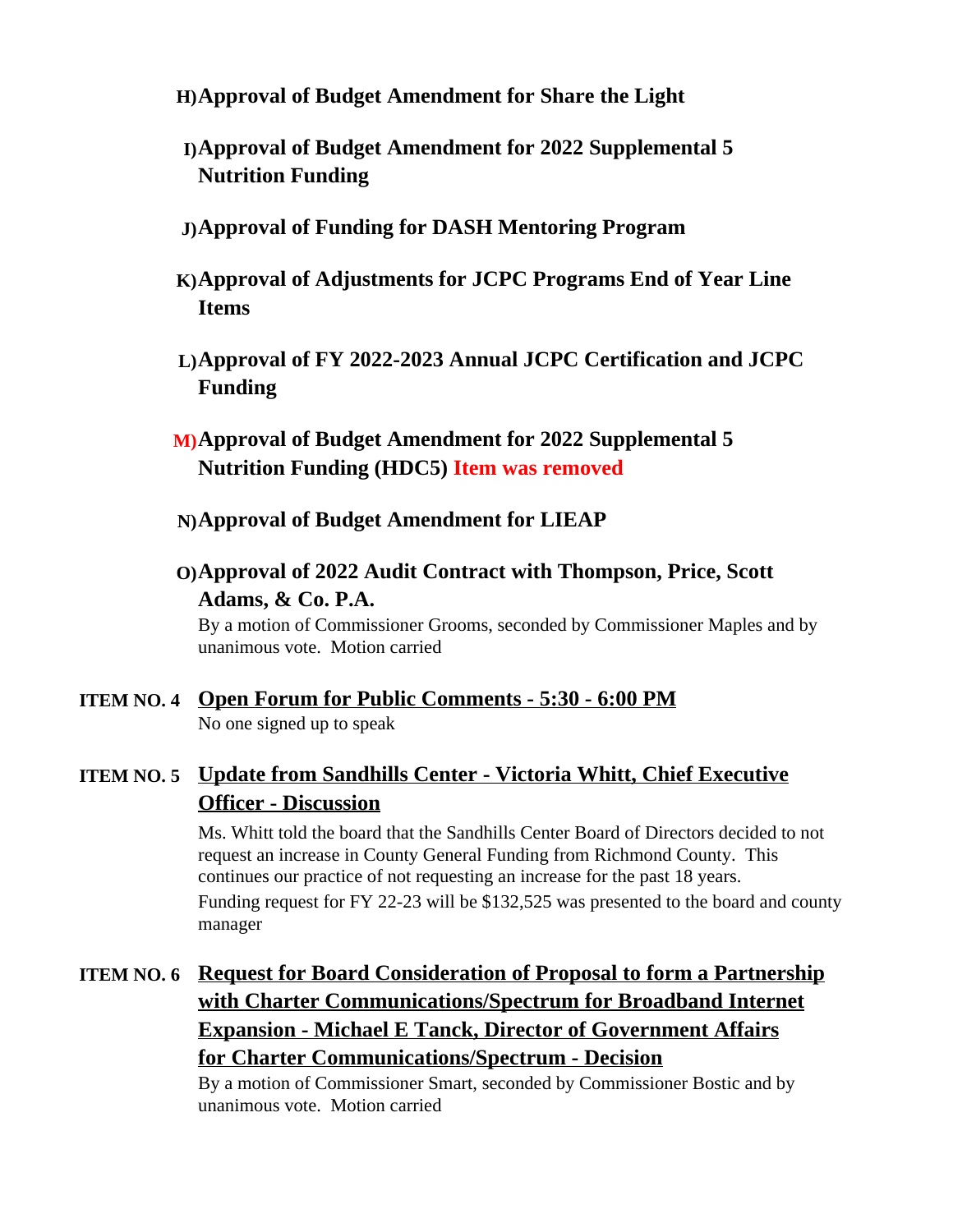**H) Approval of Budget Amendment for Share the Light**

**I) Approval of Budget Amendment for 2022 Supplemental 5 Nutrition Funding**

**J) Approval of Funding for DASH Mentoring Program**

**K) Approval of Adjustments for JCPC Programs End of Year Line Items**

**L) Approval of FY 2022-2023 Annual JCPC Certification and JCPC Funding**

**M) Approval of Budget Amendment for 2022 Supplemental 5 Nutrition Funding (HDC5) Item was removed**

**N) Approval of Budget Amendment for LIEAP**

**O) Approval of 2022 Audit Contract with Thompson, Price, Scott Adams, & Co. P.A.**

By a motion of Commissioner Grooms, seconded by Commissioner Maples and by unanimous vote. Motion carried

**ITEM NO. 4** **Open Forum for Public Comments - 5:30 - 6:00 PM**

No one signed up to speak

**ITEM NO. 5** **Update from Sandhills Center - Victoria Whitt, Chief Executive Officer - Discussion**

Ms. Whitt told the board that the Sandhills Center Board of Directors decided to not request an increase in County General Funding from Richmond County. This continues our practice of not requesting an increase for the past 18 years.

Funding request for FY 22-23 will be $132,525 was presented to the board and county manager

**ITEM NO. 6** **Request for Board Consideration of Proposal to form a Partnership with Charter Communications/Spectrum for Broadband Internet Expansion - Michael E Tanck, Director of Government Affairs for Charter Communications/Spectrum - Decision**

By a motion of Commissioner Smart, seconded by Commissioner Bostic and by unanimous vote. Motion carried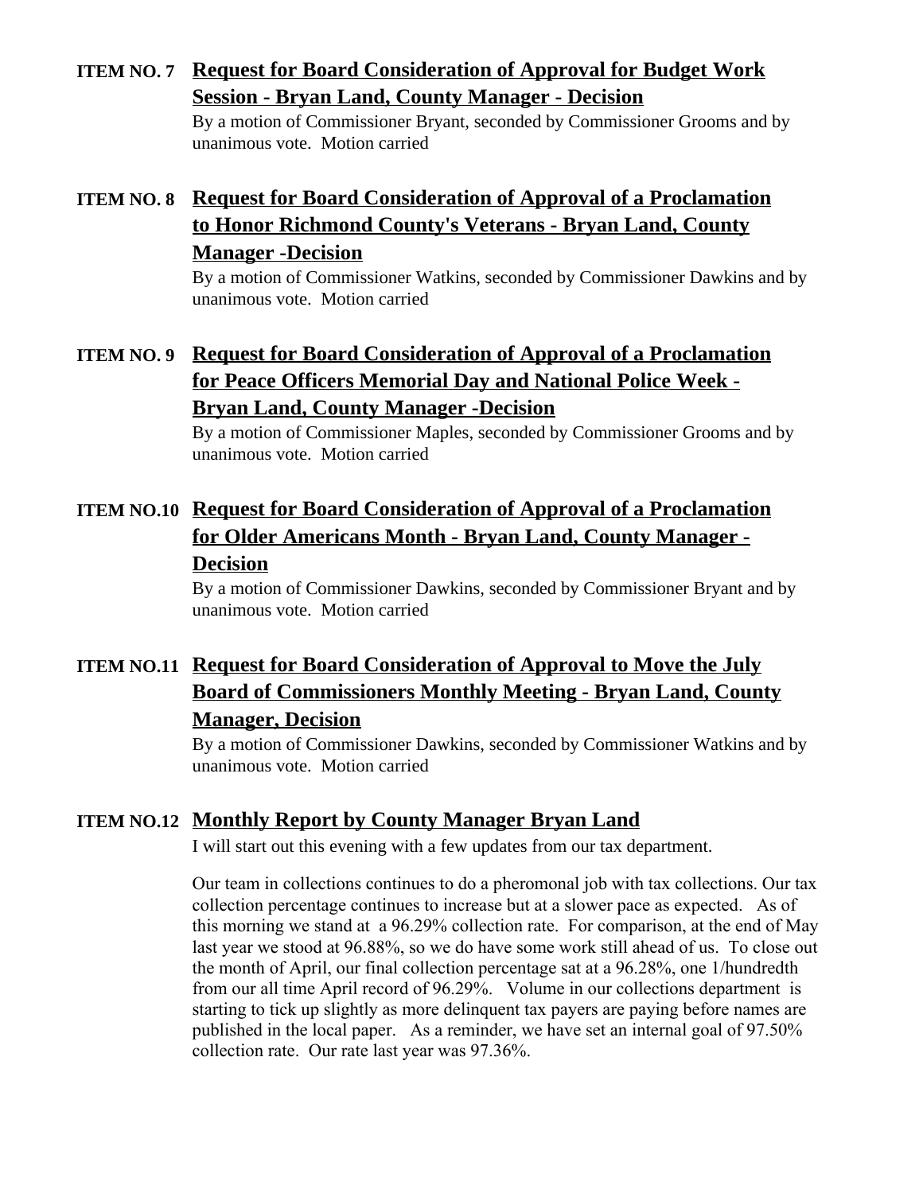**ITEM NO. 7** **<u>Request for Board Consideration of Approval for Budget Work Session - Bryan Land, County Manager - Decision</u>**

By a motion of Commissioner Bryant, seconded by Commissioner Grooms and by unanimous vote. Motion carried

**ITEM NO. 8** **<u>Request for Board Consideration of Approval of a Proclamation to Honor Richmond County's Veterans - Bryan Land, County Manager -Decision</u>**

By a motion of Commissioner Watkins, seconded by Commissioner Dawkins and by unanimous vote. Motion carried

**ITEM NO. 9** **<u>Request for Board Consideration of Approval of a Proclamation for Peace Officers Memorial Day and National Police Week - Bryan Land, County Manager -Decision</u>**

By a motion of Commissioner Maples, seconded by Commissioner Grooms and by unanimous vote. Motion carried

**ITEM NO.10** **<u>Request for Board Consideration of Approval of a Proclamation for Older Americans Month - Bryan Land, County Manager - Decision</u>**

By a motion of Commissioner Dawkins, seconded by Commissioner Bryant and by unanimous vote. Motion carried

**ITEM NO.11** **<u>Request for Board Consideration of Approval to Move the July Board of Commissioners Monthly Meeting - Bryan Land, County Manager, Decision</u>**

By a motion of Commissioner Dawkins, seconded by Commissioner Watkins and by unanimous vote. Motion carried

**ITEM NO.12** **<u>Monthly Report by County Manager Bryan Land</u>**

I will start out this evening with a few updates from our tax department.

Our team in collections continues to do a pheromonal job with tax collections. Our tax collection percentage continues to increase but at a slower pace as expected. As of this morning we stand at a 96.29% collection rate. For comparison, at the end of May last year we stood at 96.88%, so we do have some work still ahead of us. To close out the month of April, our final collection percentage sat at a 96.28%, one 1/hundredth from our all time April record of 96.29%. Volume in our collections department is starting to tick up slightly as more delinquent tax payers are paying before names are published in the local paper. As a reminder, we have set an internal goal of 97.50% collection rate. Our rate last year was 97.36%.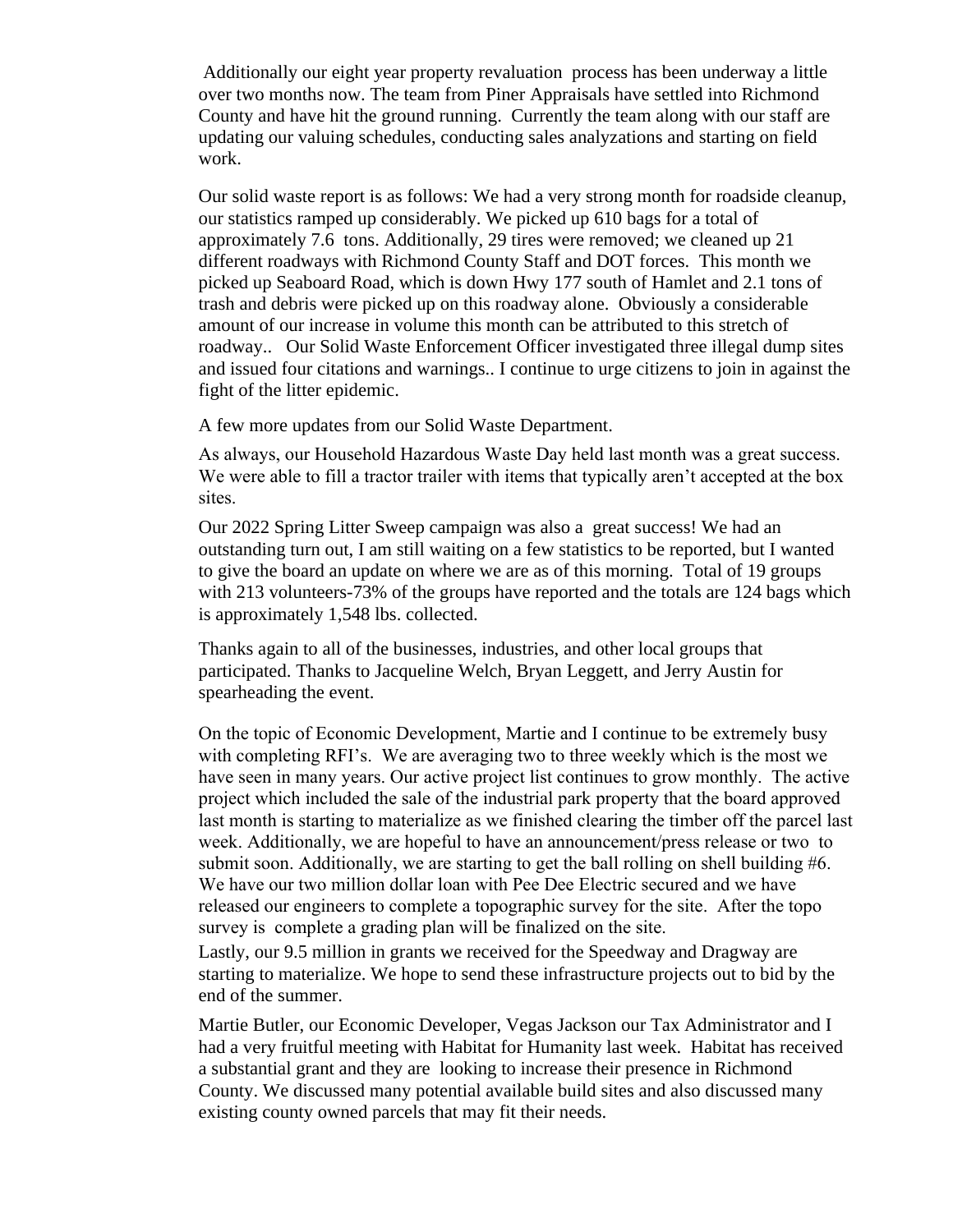Additionally our eight year property revaluation process has been underway a little over two months now. The team from Piner Appraisals have settled into Richmond County and have hit the ground running. Currently the team along with our staff are updating our valuing schedules, conducting sales analyzations and starting on field work.

Our solid waste report is as follows: We had a very strong month for roadside cleanup, our statistics ramped up considerably. We picked up 610 bags for a total of approximately 7.6 tons. Additionally, 29 tires were removed; we cleaned up 21 different roadways with Richmond County Staff and DOT forces. This month we picked up Seaboard Road, which is down Hwy 177 south of Hamlet and 2.1 tons of trash and debris were picked up on this roadway alone. Obviously a considerable amount of our increase in volume this month can be attributed to this stretch of roadway.. Our Solid Waste Enforcement Officer investigated three illegal dump sites and issued four citations and warnings.. I continue to urge citizens to join in against the fight of the litter epidemic.

A few more updates from our Solid Waste Department.

As always, our Household Hazardous Waste Day held last month was a great success. We were able to fill a tractor trailer with items that typically aren't accepted at the box sites.

Our 2022 Spring Litter Sweep campaign was also a great success! We had an outstanding turn out, I am still waiting on a few statistics to be reported, but I wanted to give the board an update on where we are as of this morning. Total of 19 groups with 213 volunteers-73% of the groups have reported and the totals are 124 bags which is approximately 1,548 lbs. collected.

Thanks again to all of the businesses, industries, and other local groups that participated. Thanks to Jacqueline Welch, Bryan Leggett, and Jerry Austin for spearheading the event.

On the topic of Economic Development, Martie and I continue to be extremely busy with completing RFI's. We are averaging two to three weekly which is the most we have seen in many years. Our active project list continues to grow monthly. The active project which included the sale of the industrial park property that the board approved last month is starting to materialize as we finished clearing the timber off the parcel last week. Additionally, we are hopeful to have an announcement/press release or two to submit soon. Additionally, we are starting to get the ball rolling on shell building #6. We have our two million dollar loan with Pee Dee Electric secured and we have released our engineers to complete a topographic survey for the site. After the topo survey is complete a grading plan will be finalized on the site.

Lastly, our 9.5 million in grants we received for the Speedway and Dragway are starting to materialize. We hope to send these infrastructure projects out to bid by the end of the summer.

Martie Butler, our Economic Developer, Vegas Jackson our Tax Administrator and I had a very fruitful meeting with Habitat for Humanity last week. Habitat has received a substantial grant and they are looking to increase their presence in Richmond County. We discussed many potential available build sites and also discussed many existing county owned parcels that may fit their needs.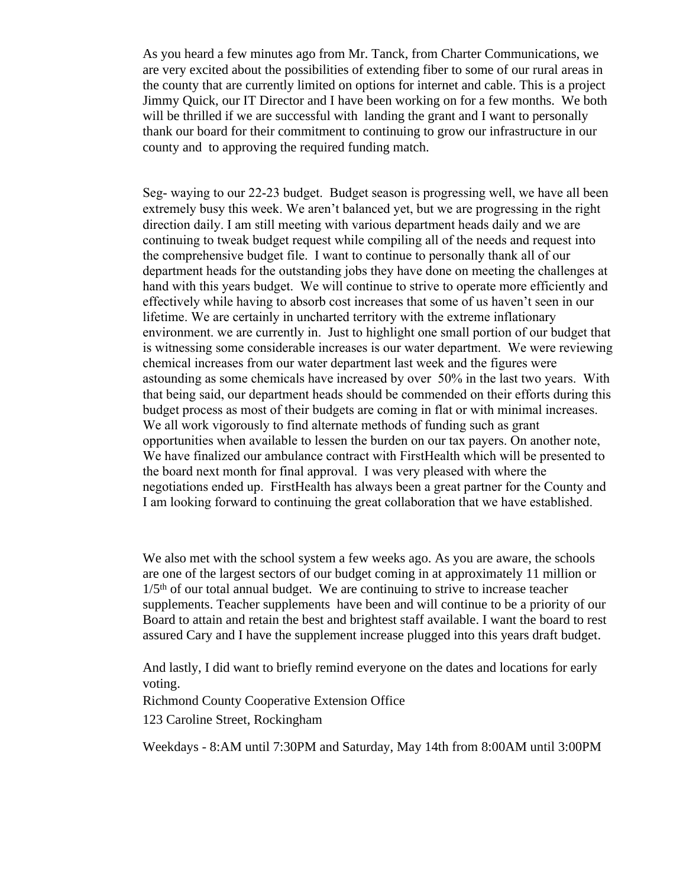As you heard a few minutes ago from Mr. Tanck, from Charter Communications, we are very excited about the possibilities of extending fiber to some of our rural areas in the county that are currently limited on options for internet and cable. This is a project Jimmy Quick, our IT Director and I have been working on for a few months. We both will be thrilled if we are successful with landing the grant and I want to personally thank our board for their commitment to continuing to grow our infrastructure in our county and to approving the required funding match.

Seg- waying to our 22-23 budget. Budget season is progressing well, we have all been extremely busy this week. We aren't balanced yet, but we are progressing in the right direction daily. I am still meeting with various department heads daily and we are continuing to tweak budget request while compiling all of the needs and request into the comprehensive budget file. I want to continue to personally thank all of our department heads for the outstanding jobs they have done on meeting the challenges at hand with this years budget. We will continue to strive to operate more efficiently and effectively while having to absorb cost increases that some of us haven't seen in our lifetime. We are certainly in uncharted territory with the extreme inflationary environment. we are currently in. Just to highlight one small portion of our budget that is witnessing some considerable increases is our water department. We were reviewing chemical increases from our water department last week and the figures were astounding as some chemicals have increased by over 50% in the last two years. With that being said, our department heads should be commended on their efforts during this budget process as most of their budgets are coming in flat or with minimal increases. We all work vigorously to find alternate methods of funding such as grant opportunities when available to lessen the burden on our tax payers. On another note, We have finalized our ambulance contract with FirstHealth which will be presented to the board next month for final approval. I was very pleased with where the negotiations ended up. FirstHealth has always been a great partner for the County and I am looking forward to continuing the great collaboration that we have established.

We also met with the school system a few weeks ago. As you are aware, the schools are one of the largest sectors of our budget coming in at approximately 11 million or 1/5th of our total annual budget. We are continuing to strive to increase teacher supplements. Teacher supplements have been and will continue to be a priority of our Board to attain and retain the best and brightest staff available. I want the board to rest assured Cary and I have the supplement increase plugged into this years draft budget.

And lastly, I did want to briefly remind everyone on the dates and locations for early voting.

Richmond County Cooperative Extension Office

123 Caroline Street, Rockingham

Weekdays - 8:AM until 7:30PM and Saturday, May 14th from 8:00AM until 3:00PM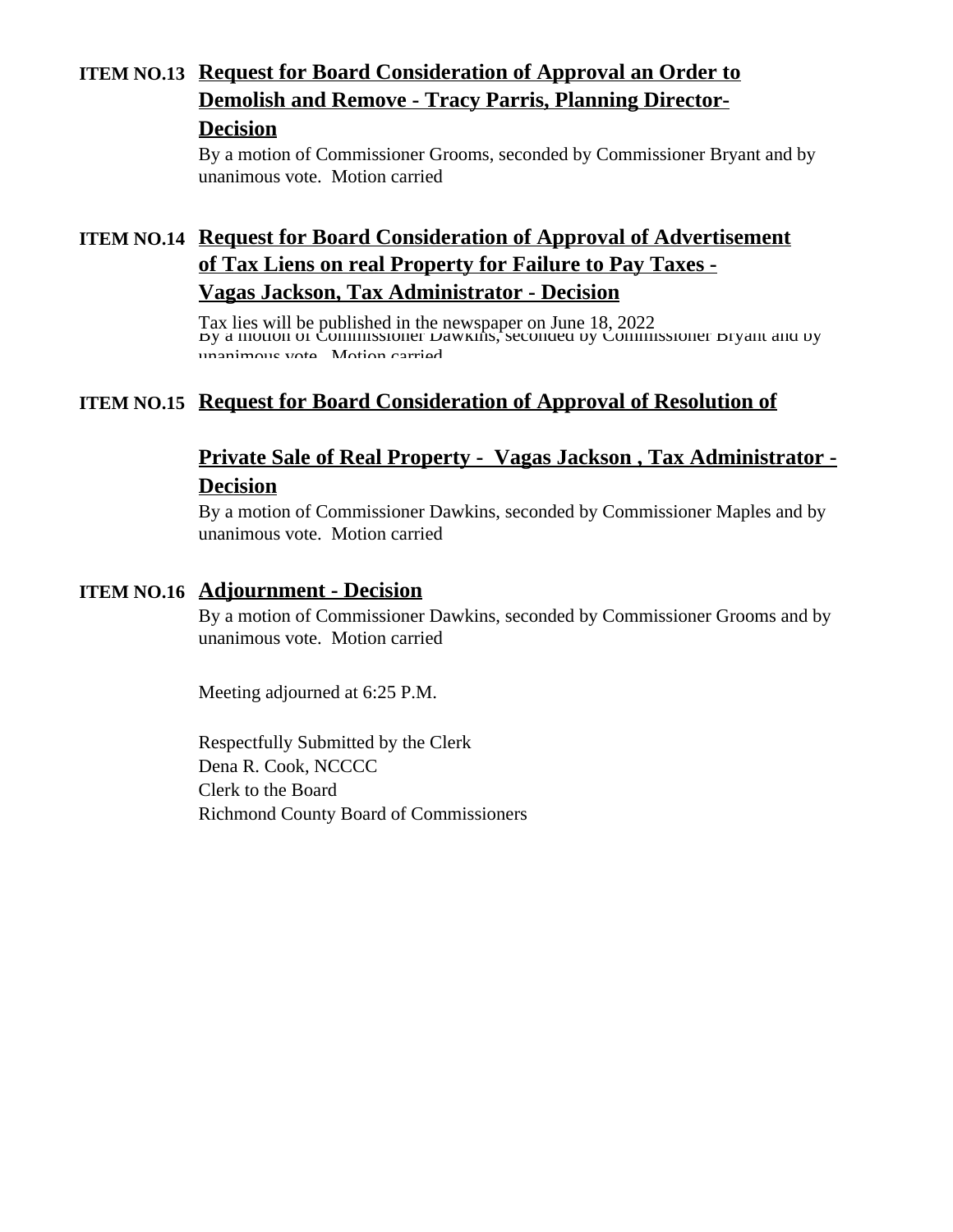**ITEM NO.13** **Request for Board Consideration of Approval an Order to Demolish and Remove - Tracy Parris, Planning Director- Decision**

By a motion of Commissioner Grooms, seconded by Commissioner Bryant and by unanimous vote. Motion carried

**ITEM NO.14** **Request for Board Consideration of Approval of Advertisement of Tax Liens on real Property for Failure to Pay Taxes - Vagas Jackson, Tax Administrator - Decision**

Tax lies will be published in the newspaper on June 18, 2022

By a motion of Commissioner Dawkins, seconded by Commissioner Bryant and by unanimous vote. Motion carried

**ITEM NO.15** **Request for Board Consideration of Approval of Resolution of Private Sale of Real Property - Vagas Jackson , Tax Administrator - Decision**

By a motion of Commissioner Dawkins, seconded by Commissioner Maples and by unanimous vote. Motion carried

**ITEM NO.16** **Adjournment - Decision**

By a motion of Commissioner Dawkins, seconded by Commissioner Grooms and by unanimous vote. Motion carried

Meeting adjourned at 6:25 P.M.

Respectfully Submitted by the Clerk
Dena R. Cook, NCCCC
Clerk to the Board
Richmond County Board of Commissioners